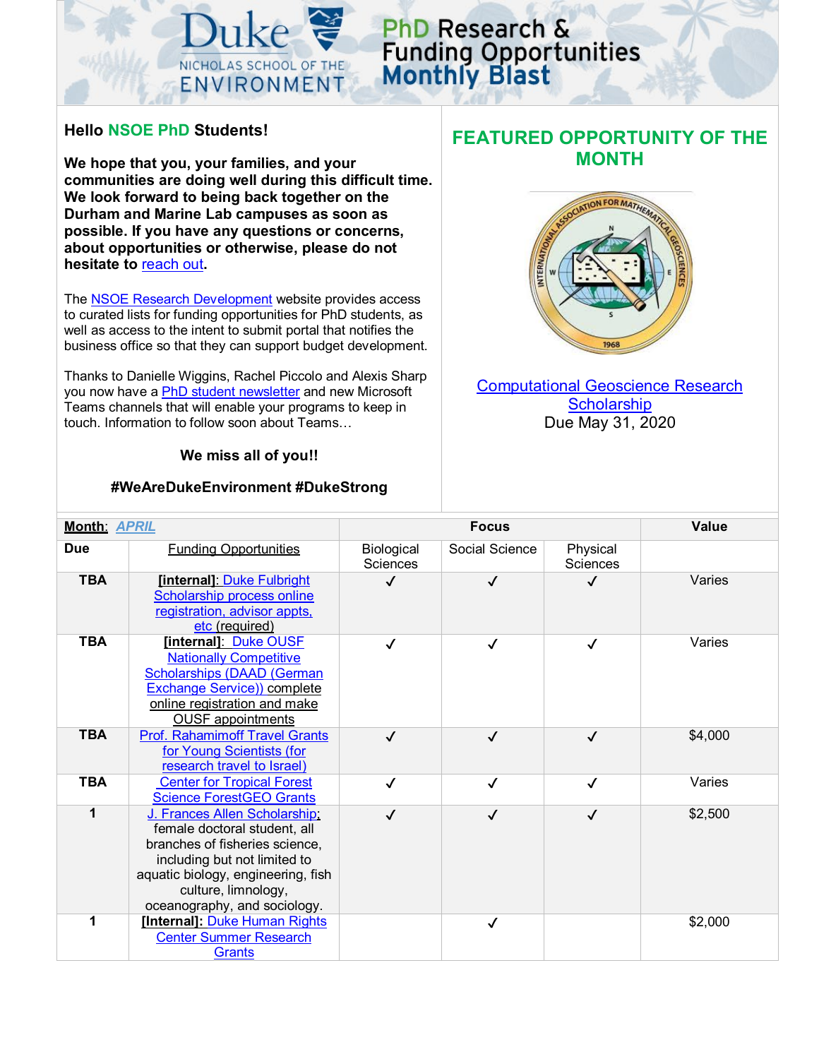# Duke NICHOLAS SCHOOL OF THE ENVIRONMENT

# PhD Research & Funding Opportunities Monthly Blast

**Hello NSOE PhD Students!**

**We hope that you, your families, and your communities are doing well during this difficult time. We look forward to being back together on the Durham and Marine Lab campuses as soon as possible. If you have any questions or concerns, about opportunities or otherwise, please do not hesitate to reach out.**

The NSOE Research Development website provides access to curated lists for funding opportunities for PhD students, as well as access to the intent to submit portal that notifies the business office so that they can support budget development.

Thanks to Danielle Wiggins, Rachel Piccolo and Alexis Sharp you now have a PhD student newsletter and new Microsoft Teams channels that will enable your programs to keep in touch. Information to follow soon about Teams…

**We miss all of you!!**

**#WeAreDukeEnvironment #DukeStrong**

## FEATURED OPPORTUNITY OF THE MONTH

Computational Geoscience Research Scholarship
Due May 31, 2020

| **Month**: *APRIL* | | **Focus** | | | **Value** |
|---|---|---|---|---|---|
| **Due** | Funding Opportunities | Biological Sciences | Social Science | Physical Sciences | |
| **TBA** | **[internal]**: Duke Fulbright Scholarship process online registration, advisor appts, etc (required) | ✓ | ✓ | ✓ | Varies |
| **TBA** | **[internal]**: Duke OUSF Nationally Competitive Scholarships (DAAD (German Exchange Service)) complete online registration and make OUSF appointments | ✓ | ✓ | ✓ | Varies |
| **TBA** | Prof. Rahamimoff Travel Grants for Young Scientists (for research travel to Israel) | ✓ | ✓ | ✓ | $4,000 |
| **TBA** | Center for Tropical Forest Science ForestGEO Grants | ✓ | ✓ | ✓ | Varies |
| **1** | J. Frances Allen Scholarship; female doctoral student, all branches of fisheries science, including but not limited to aquatic biology, engineering, fish culture, limnology, oceanography, and sociology. | ✓ | ✓ | ✓ | $2,500 |
| **1** | **[Internal]:** Duke Human Rights Center Summer Research Grants | | ✓ | | $2,000 |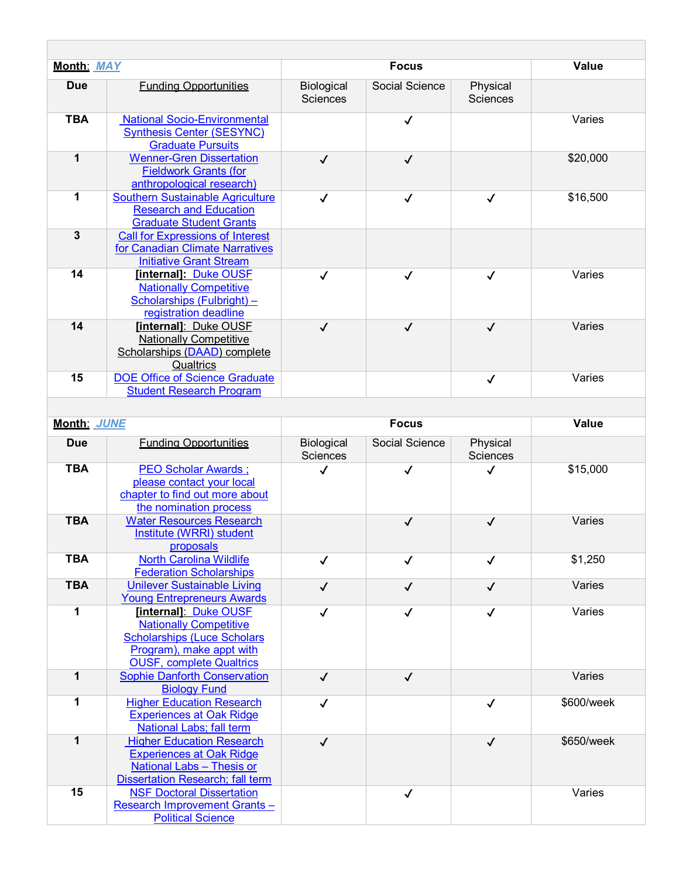| **Month**: *MAY* | | **Focus** | | | **Value** |
|---|---|---|---|---|---|
| **Due** | Funding Opportunities | Biological Sciences | Social Science | Physical Sciences | |
| **TBA** | National Socio-Environmental Synthesis Center (SESYNC) Graduate Pursuits | | ✓ | | Varies |
| **1** | Wenner-Gren Dissertation Fieldwork Grants (for anthropological research) | ✓ | ✓ | | $20,000 |
| **1** | Southern Sustainable Agriculture Research and Education Graduate Student Grants | ✓ | ✓ | ✓ | $16,500 |
| **3** | Call for Expressions of Interest for Canadian Climate Narratives Initiative Grant Stream | | | | |
| **14** | **[internal]**: Duke OUSF Nationally Competitive Scholarships (Fulbright) – registration deadline | ✓ | ✓ | ✓ | Varies |
| **14** | **[internal]**: Duke OUSF Nationally Competitive Scholarships (DAAD) complete Qualtrics | ✓ | ✓ | ✓ | Varies |
| **15** | DOE Office of Science Graduate Student Research Program | | | ✓ | Varies |

| **Month**: *JUNE* | | **Focus** | | | **Value** |
|---|---|---|---|---|---|
| **Due** | Funding Opportunities | Biological Sciences | Social Science | Physical Sciences | |
| **TBA** | PEO Scholar Awards ; please contact your local chapter to find out more about the nomination process | ✓ | ✓ | ✓ | $15,000 |
| **TBA** | Water Resources Research Institute (WRRI) student proposals | | ✓ | ✓ | Varies |
| **TBA** | North Carolina Wildlife Federation Scholarships | ✓ | ✓ | ✓ | $1,250 |
| **TBA** | Unilever Sustainable Living Young Entrepreneurs Awards | ✓ | ✓ | ✓ | Varies |
| **1** | **[internal]**: Duke OUSF Nationally Competitive Scholarships (Luce Scholars Program), make appt with OUSF, complete Qualtrics | ✓ | ✓ | ✓ | Varies |
| **1** | Sophie Danforth Conservation Biology Fund | ✓ | ✓ | | Varies |
| **1** | Higher Education Research Experiences at Oak Ridge National Labs; fall term | ✓ | | ✓ | $600/week |
| **1** | Higher Education Research Experiences at Oak Ridge National Labs – Thesis or Dissertation Research; fall term | ✓ | | ✓ | $650/week |
| **15** | NSF Doctoral Dissertation Research Improvement Grants – Political Science | | ✓ | | Varies |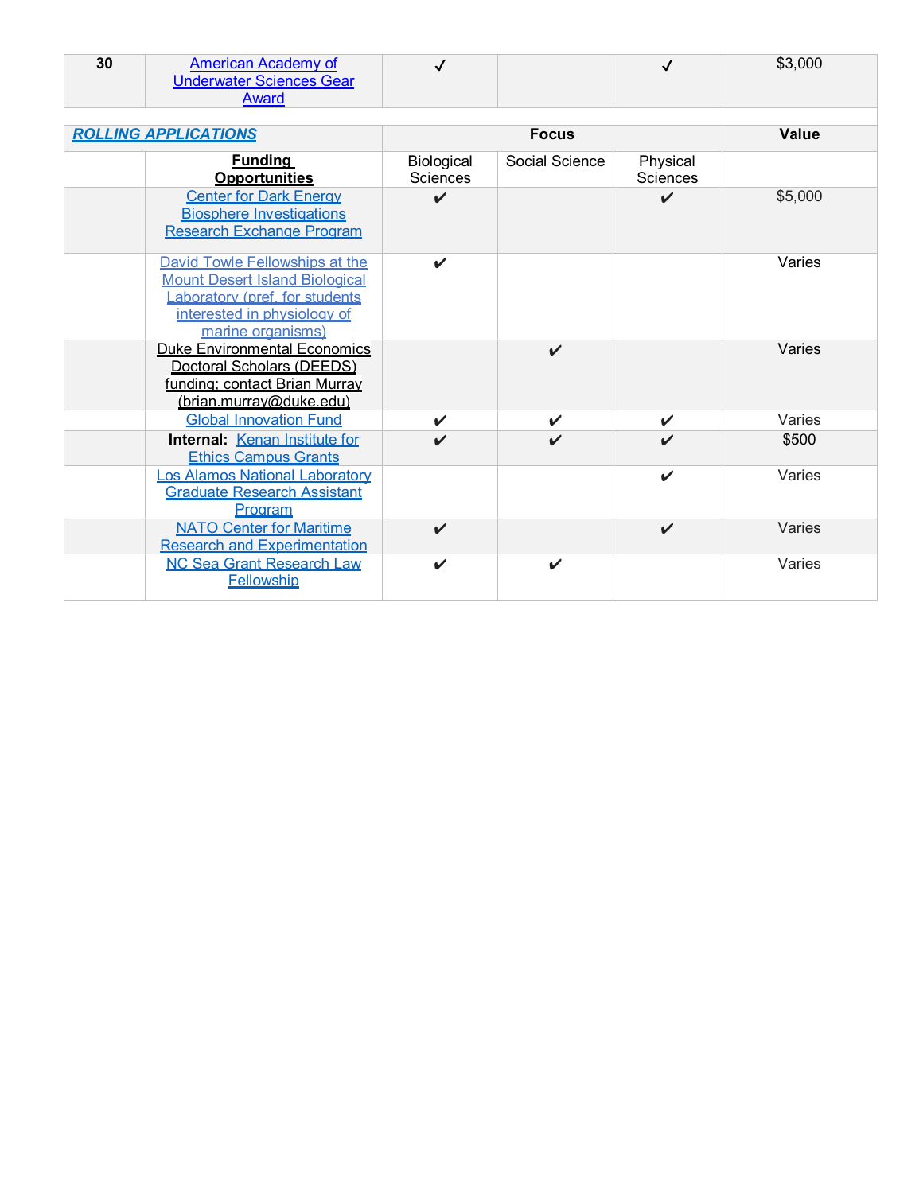| | | | | | |
|---|---|---|---|---|---|
| **30** | American Academy of Underwater Sciences Gear Award | ✓ | | ✓ | $3,000 |
| | | | | | |
| ***ROLLING APPLICATIONS*** | | **Focus** | | | **Value** |
| | **Funding Opportunities** | Biological Sciences | Social Science | Physical Sciences | |
| | Center for Dark Energy Biosphere Investigations Research Exchange Program | ✔ | | ✔ | $5,000 |
| | David Towle Fellowships at the Mount Desert Island Biological Laboratory (pref. for students interested in physiology of marine organisms) | ✔ | | | Varies |
| | Duke Environmental Economics Doctoral Scholars (DEEDS) funding: contact Brian Murray (brian.murray@duke.edu) | | ✔ | | Varies |
| | Global Innovation Fund | ✔ | ✔ | ✔ | Varies |
| | **Internal:** Kenan Institute for Ethics Campus Grants | ✔ | ✔ | ✔ | $500 |
| | Los Alamos National Laboratory Graduate Research Assistant Program | | | ✔ | Varies |
| | NATO Center for Maritime Research and Experimentation | ✔ | | ✔ | Varies |
| | NC Sea Grant Research Law Fellowship | ✔ | ✔ | | Varies |